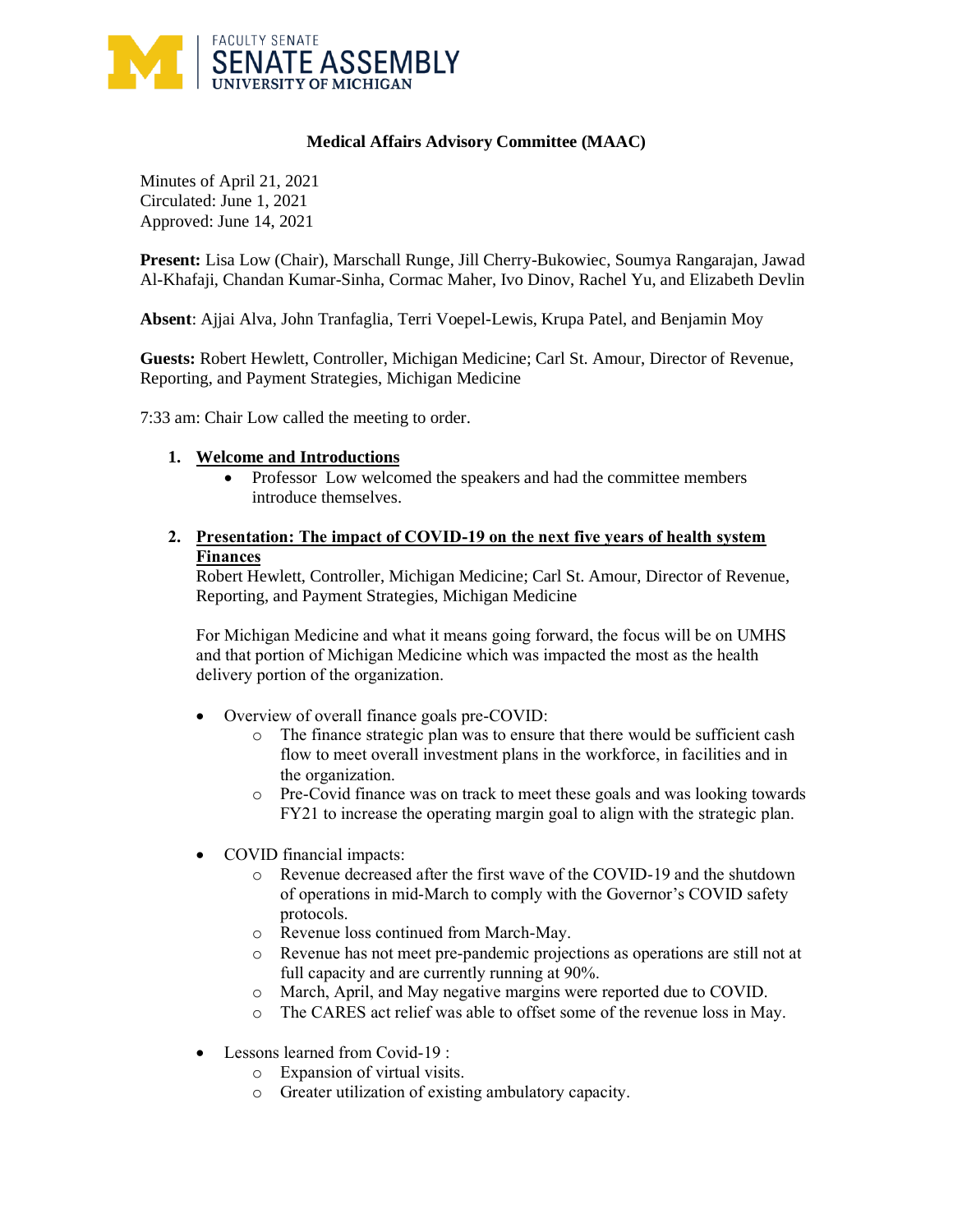FACULTY SENATE
SENATE ASSEMBLY
UNIVERSITY OF MICHIGAN

**Medical Affairs Advisory Committee (MAAC)**

Minutes of April 21, 2021
Circulated: June 1, 2021
Approved: June 14, 2021

**Present:** Lisa Low (Chair), Marschall Runge, Jill Cherry-Bukowiec, Soumya Rangarajan, Jawad Al-Khafaji, Chandan Kumar-Sinha, Cormac Maher, Ivo Dinov, Rachel Yu, and Elizabeth Devlin

**Absent**: Ajjai Alva, John Tranfaglia, Terri Voepel-Lewis, Krupa Patel, and Benjamin Moy

**Guests:** Robert Hewlett, Controller, Michigan Medicine; Carl St. Amour, Director of Revenue, Reporting, and Payment Strategies, Michigan Medicine

7:33 am: Chair Low called the meeting to order.

1. **Welcome and Introductions**
   - Professor Low welcomed the speakers and had the committee members introduce themselves.

2. **Presentation: The impact of COVID-19 on the next five years of health system Finances**

   Robert Hewlett, Controller, Michigan Medicine; Carl St. Amour, Director of Revenue, Reporting, and Payment Strategies, Michigan Medicine

   For Michigan Medicine and what it means going forward, the focus will be on UMHS and that portion of Michigan Medicine which was impacted the most as the health delivery portion of the organization.

   - Overview of overall finance goals pre-COVID:
     - The finance strategic plan was to ensure that there would be sufficient cash flow to meet overall investment plans in the workforce, in facilities and in the organization.
     - Pre-Covid finance was on track to meet these goals and was looking towards FY21 to increase the operating margin goal to align with the strategic plan.
   - COVID financial impacts:
     - Revenue decreased after the first wave of the COVID-19 and the shutdown of operations in mid-March to comply with the Governor's COVID safety protocols.
     - Revenue loss continued from March-May.
     - Revenue has not meet pre-pandemic projections as operations are still not at full capacity and are currently running at 90%.
     - March, April, and May negative margins were reported due to COVID.
     - The CARES act relief was able to offset some of the revenue loss in May.
   - Lessons learned from Covid-19 :
     - Expansion of virtual visits.
     - Greater utilization of existing ambulatory capacity.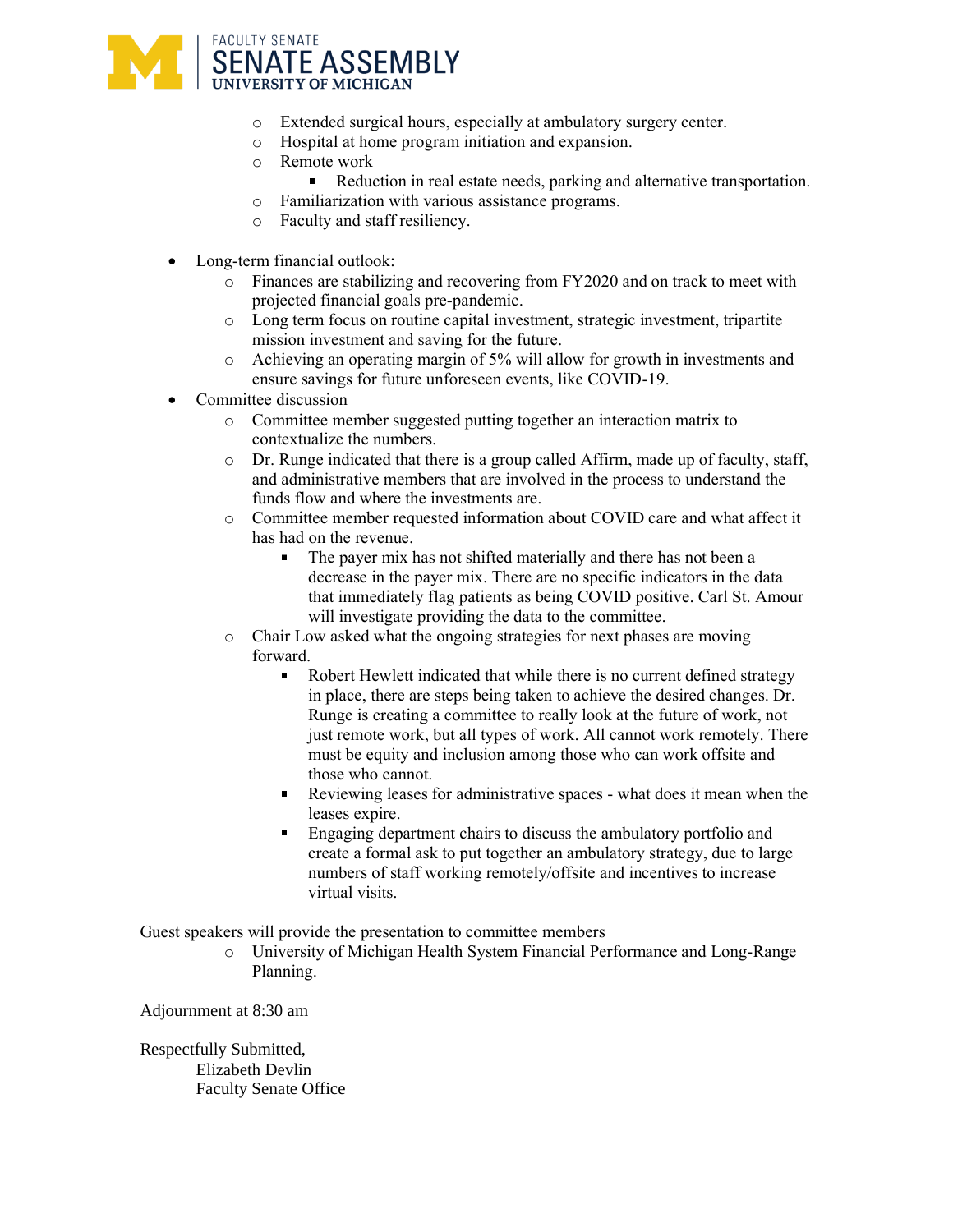- Extended surgical hours, especially at ambulatory surgery center.
  - Hospital at home program initiation and expansion.
  - Remote work
    - Reduction in real estate needs, parking and alternative transportation.
  - Familiarization with various assistance programs.
  - Faculty and staff resiliency.

- Long-term financial outlook:
  - Finances are stabilizing and recovering from FY2020 and on track to meet with projected financial goals pre-pandemic.
  - Long term focus on routine capital investment, strategic investment, tripartite mission investment and saving for the future.
  - Achieving an operating margin of 5% will allow for growth in investments and ensure savings for future unforeseen events, like COVID-19.
- Committee discussion
  - Committee member suggested putting together an interaction matrix to contextualize the numbers.
  - Dr. Runge indicated that there is a group called Affirm, made up of faculty, staff, and administrative members that are involved in the process to understand the funds flow and where the investments are.
  - Committee member requested information about COVID care and what affect it has had on the revenue.
    - The payer mix has not shifted materially and there has not been a decrease in the payer mix. There are no specific indicators in the data that immediately flag patients as being COVID positive. Carl St. Amour will investigate providing the data to the committee.
  - Chair Low asked what the ongoing strategies for next phases are moving forward.
    - Robert Hewlett indicated that while there is no current defined strategy in place, there are steps being taken to achieve the desired changes. Dr. Runge is creating a committee to really look at the future of work, not just remote work, but all types of work. All cannot work remotely. There must be equity and inclusion among those who can work offsite and those who cannot.
    - Reviewing leases for administrative spaces - what does it mean when the leases expire.
    - Engaging department chairs to discuss the ambulatory portfolio and create a formal ask to put together an ambulatory strategy, due to large numbers of staff working remotely/offsite and incentives to increase virtual visits.

Guest speakers will provide the presentation to committee members

- University of Michigan Health System Financial Performance and Long-Range Planning.

Adjournment at 8:30 am

Respectfully Submitted,
Elizabeth Devlin
Faculty Senate Office